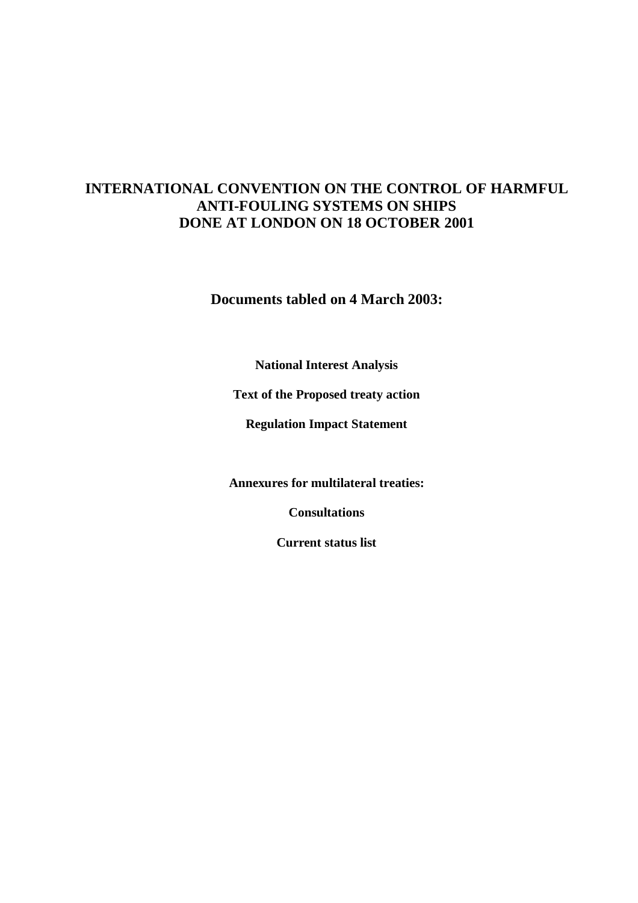# INTERNATIONAL CONVENTION ON THE CONTROL OF HARMFUL ANTI-FOULING SYSTEMS ON SHIPS DONE AT LONDON ON 18 OCTOBER 2001

## Documents tabled on 4 March 2003:

**National Interest Analysis**

**Text of the Proposed treaty action**

**Regulation Impact Statement**

**Annexures for multilateral treaties:**

**Consultations**

**Current status list**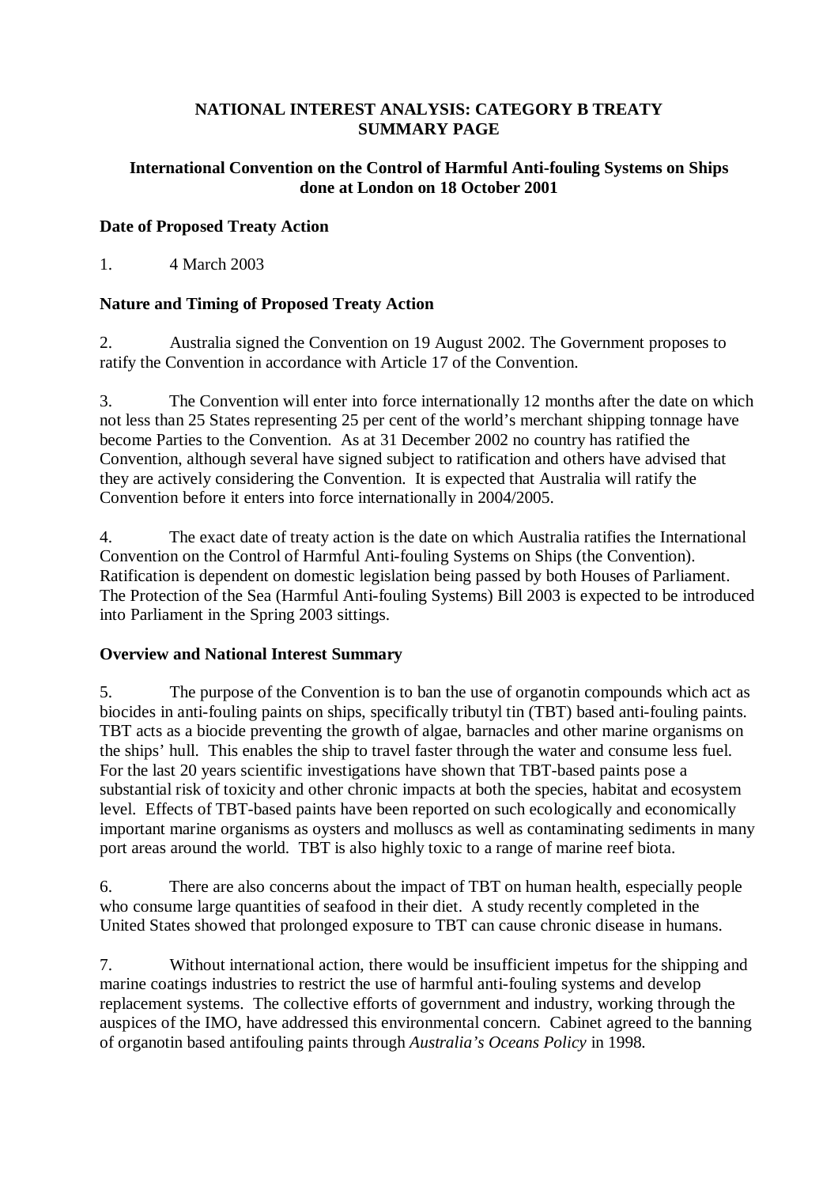**NATIONAL INTEREST ANALYSIS: CATEGORY B TREATY SUMMARY PAGE**

**International Convention on the Control of Harmful Anti-fouling Systems on Ships done at London on 18 October 2001**

### Date of Proposed Treaty Action

1. 4 March 2003

### Nature and Timing of Proposed Treaty Action

2. Australia signed the Convention on 19 August 2002. The Government proposes to ratify the Convention in accordance with Article 17 of the Convention.

3. The Convention will enter into force internationally 12 months after the date on which not less than 25 States representing 25 per cent of the world's merchant shipping tonnage have become Parties to the Convention. As at 31 December 2002 no country has ratified the Convention, although several have signed subject to ratification and others have advised that they are actively considering the Convention. It is expected that Australia will ratify the Convention before it enters into force internationally in 2004/2005.

4. The exact date of treaty action is the date on which Australia ratifies the International Convention on the Control of Harmful Anti-fouling Systems on Ships (the Convention). Ratification is dependent on domestic legislation being passed by both Houses of Parliament. The Protection of the Sea (Harmful Anti-fouling Systems) Bill 2003 is expected to be introduced into Parliament in the Spring 2003 sittings.

### Overview and National Interest Summary

5. The purpose of the Convention is to ban the use of organotin compounds which act as biocides in anti-fouling paints on ships, specifically tributyl tin (TBT) based anti-fouling paints. TBT acts as a biocide preventing the growth of algae, barnacles and other marine organisms on the ships' hull. This enables the ship to travel faster through the water and consume less fuel. For the last 20 years scientific investigations have shown that TBT-based paints pose a substantial risk of toxicity and other chronic impacts at both the species, habitat and ecosystem level. Effects of TBT-based paints have been reported on such ecologically and economically important marine organisms as oysters and molluscs as well as contaminating sediments in many port areas around the world. TBT is also highly toxic to a range of marine reef biota.

6. There are also concerns about the impact of TBT on human health, especially people who consume large quantities of seafood in their diet. A study recently completed in the United States showed that prolonged exposure to TBT can cause chronic disease in humans.

7. Without international action, there would be insufficient impetus for the shipping and marine coatings industries to restrict the use of harmful anti-fouling systems and develop replacement systems. The collective efforts of government and industry, working through the auspices of the IMO, have addressed this environmental concern. Cabinet agreed to the banning of organotin based antifouling paints through *Australia's Oceans Policy* in 1998.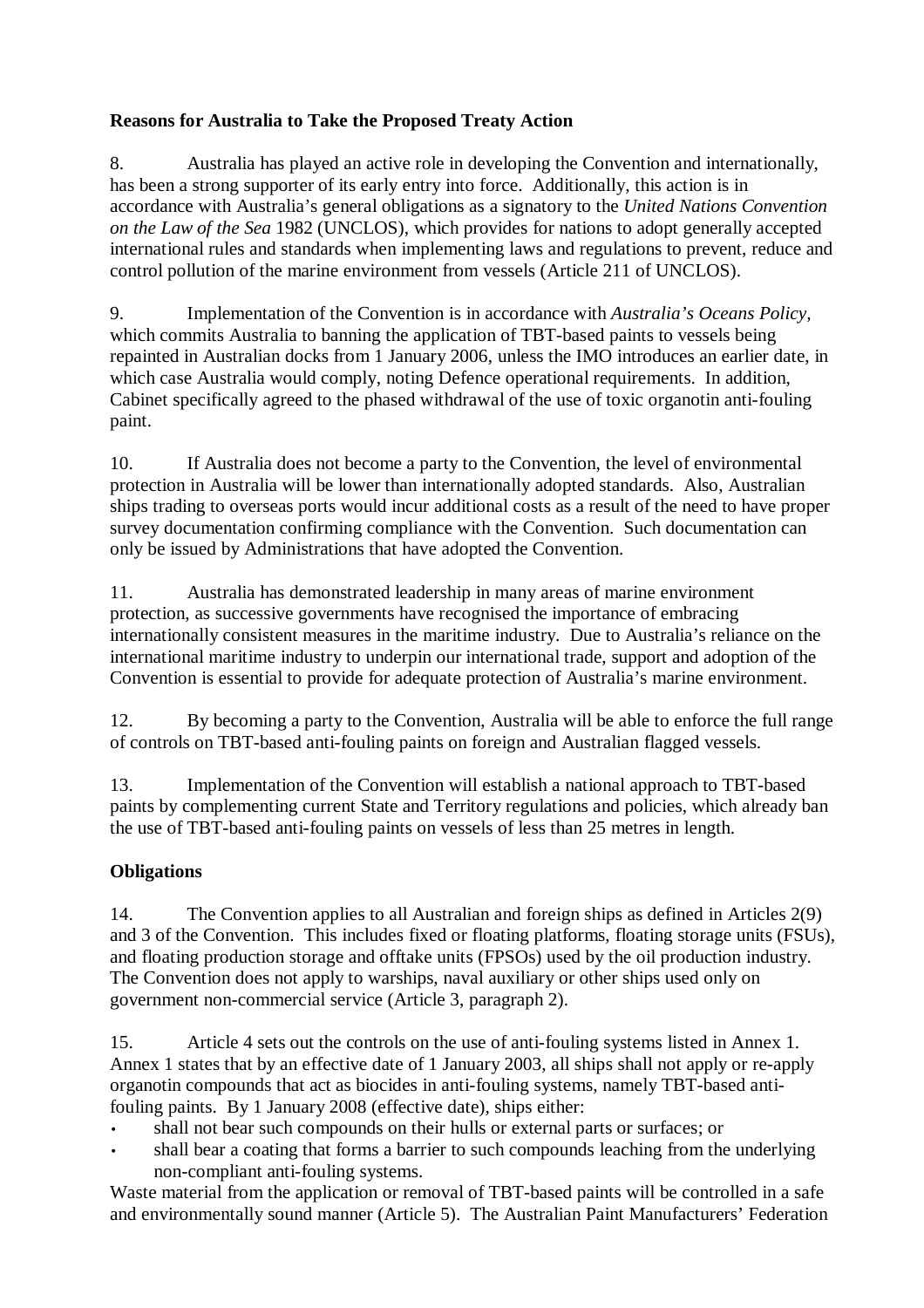**Reasons for Australia to Take the Proposed Treaty Action**

8. Australia has played an active role in developing the Convention and internationally, has been a strong supporter of its early entry into force. Additionally, this action is in accordance with Australia's general obligations as a signatory to the *United Nations Convention on the Law of the Sea* 1982 (UNCLOS), which provides for nations to adopt generally accepted international rules and standards when implementing laws and regulations to prevent, reduce and control pollution of the marine environment from vessels (Article 211 of UNCLOS).

9. Implementation of the Convention is in accordance with *Australia's Oceans Policy,* which commits Australia to banning the application of TBT-based paints to vessels being repainted in Australian docks from 1 January 2006, unless the IMO introduces an earlier date, in which case Australia would comply, noting Defence operational requirements. In addition, Cabinet specifically agreed to the phased withdrawal of the use of toxic organotin anti-fouling paint.

10. If Australia does not become a party to the Convention, the level of environmental protection in Australia will be lower than internationally adopted standards. Also, Australian ships trading to overseas ports would incur additional costs as a result of the need to have proper survey documentation confirming compliance with the Convention. Such documentation can only be issued by Administrations that have adopted the Convention.

11. Australia has demonstrated leadership in many areas of marine environment protection, as successive governments have recognised the importance of embracing internationally consistent measures in the maritime industry. Due to Australia's reliance on the international maritime industry to underpin our international trade, support and adoption of the Convention is essential to provide for adequate protection of Australia's marine environment.

12. By becoming a party to the Convention, Australia will be able to enforce the full range of controls on TBT-based anti-fouling paints on foreign and Australian flagged vessels.

13. Implementation of the Convention will establish a national approach to TBT-based paints by complementing current State and Territory regulations and policies, which already ban the use of TBT-based anti-fouling paints on vessels of less than 25 metres in length.

**Obligations**

14. The Convention applies to all Australian and foreign ships as defined in Articles 2(9) and 3 of the Convention. This includes fixed or floating platforms, floating storage units (FSUs), and floating production storage and offtake units (FPSOs) used by the oil production industry. The Convention does not apply to warships, naval auxiliary or other ships used only on government non-commercial service (Article 3, paragraph 2).

15. Article 4 sets out the controls on the use of anti-fouling systems listed in Annex 1. Annex 1 states that by an effective date of 1 January 2003, all ships shall not apply or re-apply organotin compounds that act as biocides in anti-fouling systems, namely TBT-based anti-fouling paints. By 1 January 2008 (effective date), ships either:

- shall not bear such compounds on their hulls or external parts or surfaces; or
- shall bear a coating that forms a barrier to such compounds leaching from the underlying non-compliant anti-fouling systems.

Waste material from the application or removal of TBT-based paints will be controlled in a safe and environmentally sound manner (Article 5). The Australian Paint Manufacturers' Federation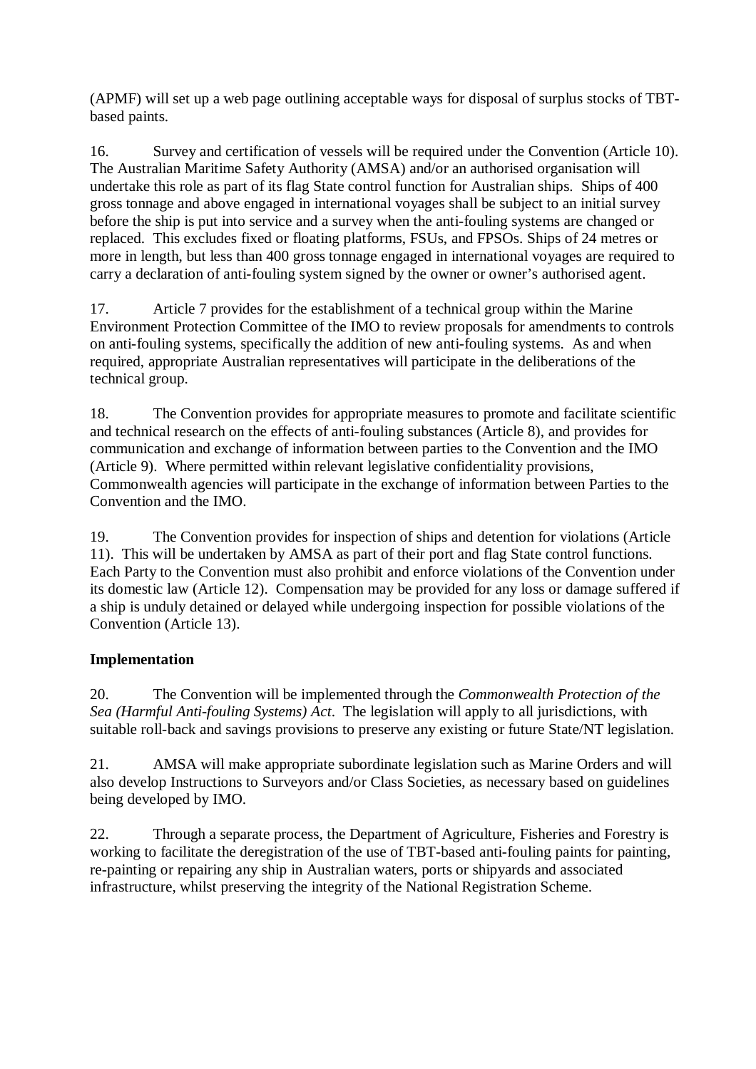(APMF) will set up a web page outlining acceptable ways for disposal of surplus stocks of TBT-based paints.

16. Survey and certification of vessels will be required under the Convention (Article 10). The Australian Maritime Safety Authority (AMSA) and/or an authorised organisation will undertake this role as part of its flag State control function for Australian ships. Ships of 400 gross tonnage and above engaged in international voyages shall be subject to an initial survey before the ship is put into service and a survey when the anti-fouling systems are changed or replaced. This excludes fixed or floating platforms, FSUs, and FPSOs. Ships of 24 metres or more in length, but less than 400 gross tonnage engaged in international voyages are required to carry a declaration of anti-fouling system signed by the owner or owner's authorised agent.

17. Article 7 provides for the establishment of a technical group within the Marine Environment Protection Committee of the IMO to review proposals for amendments to controls on anti-fouling systems, specifically the addition of new anti-fouling systems. As and when required, appropriate Australian representatives will participate in the deliberations of the technical group.

18. The Convention provides for appropriate measures to promote and facilitate scientific and technical research on the effects of anti-fouling substances (Article 8), and provides for communication and exchange of information between parties to the Convention and the IMO (Article 9). Where permitted within relevant legislative confidentiality provisions, Commonwealth agencies will participate in the exchange of information between Parties to the Convention and the IMO.

19. The Convention provides for inspection of ships and detention for violations (Article 11). This will be undertaken by AMSA as part of their port and flag State control functions. Each Party to the Convention must also prohibit and enforce violations of the Convention under its domestic law (Article 12). Compensation may be provided for any loss or damage suffered if a ship is unduly detained or delayed while undergoing inspection for possible violations of the Convention (Article 13).

**Implementation**

20. The Convention will be implemented through the *Commonwealth Protection of the Sea (Harmful Anti-fouling Systems) Act*. The legislation will apply to all jurisdictions, with suitable roll-back and savings provisions to preserve any existing or future State/NT legislation.

21. AMSA will make appropriate subordinate legislation such as Marine Orders and will also develop Instructions to Surveyors and/or Class Societies, as necessary based on guidelines being developed by IMO.

22. Through a separate process, the Department of Agriculture, Fisheries and Forestry is working to facilitate the deregistration of the use of TBT-based anti-fouling paints for painting, re-painting or repairing any ship in Australian waters, ports or shipyards and associated infrastructure, whilst preserving the integrity of the National Registration Scheme.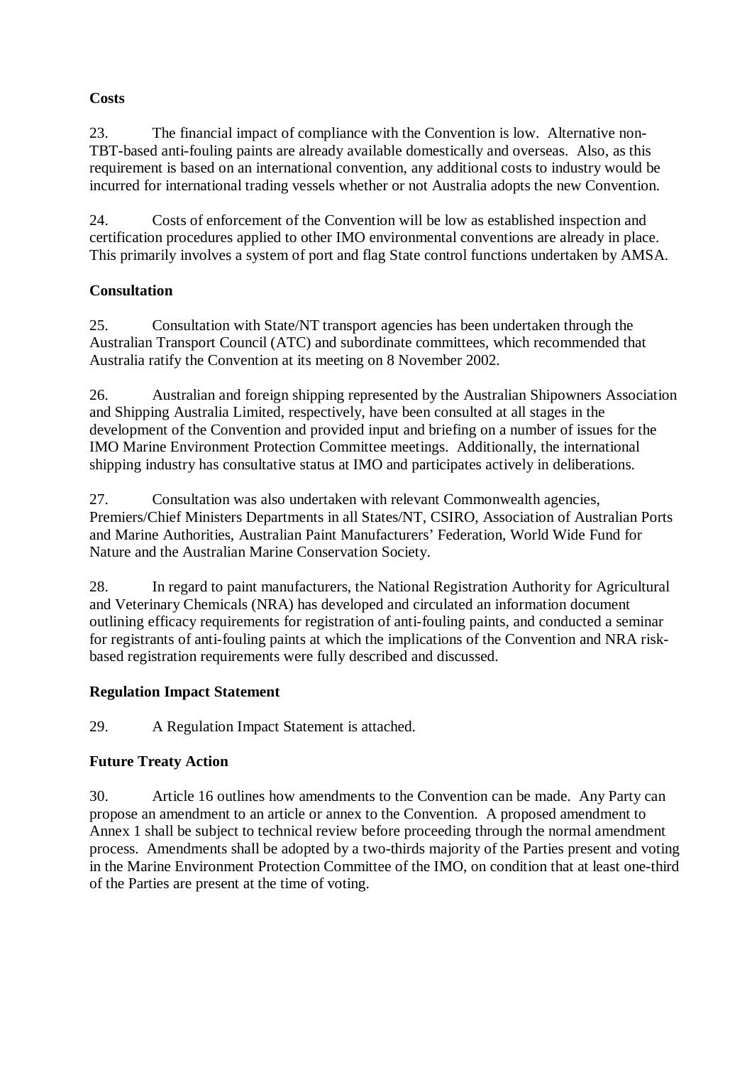**Costs**

23. The financial impact of compliance with the Convention is low. Alternative non-TBT-based anti-fouling paints are already available domestically and overseas. Also, as this requirement is based on an international convention, any additional costs to industry would be incurred for international trading vessels whether or not Australia adopts the new Convention.

24. Costs of enforcement of the Convention will be low as established inspection and certification procedures applied to other IMO environmental conventions are already in place. This primarily involves a system of port and flag State control functions undertaken by AMSA.

**Consultation**

25. Consultation with State/NT transport agencies has been undertaken through the Australian Transport Council (ATC) and subordinate committees, which recommended that Australia ratify the Convention at its meeting on 8 November 2002.

26. Australian and foreign shipping represented by the Australian Shipowners Association and Shipping Australia Limited, respectively, have been consulted at all stages in the development of the Convention and provided input and briefing on a number of issues for the IMO Marine Environment Protection Committee meetings. Additionally, the international shipping industry has consultative status at IMO and participates actively in deliberations.

27. Consultation was also undertaken with relevant Commonwealth agencies, Premiers/Chief Ministers Departments in all States/NT, CSIRO, Association of Australian Ports and Marine Authorities, Australian Paint Manufacturers' Federation, World Wide Fund for Nature and the Australian Marine Conservation Society.

28. In regard to paint manufacturers, the National Registration Authority for Agricultural and Veterinary Chemicals (NRA) has developed and circulated an information document outlining efficacy requirements for registration of anti-fouling paints, and conducted a seminar for registrants of anti-fouling paints at which the implications of the Convention and NRA risk-based registration requirements were fully described and discussed.

**Regulation Impact Statement**

29. A Regulation Impact Statement is attached.

**Future Treaty Action**

30. Article 16 outlines how amendments to the Convention can be made. Any Party can propose an amendment to an article or annex to the Convention. A proposed amendment to Annex 1 shall be subject to technical review before proceeding through the normal amendment process. Amendments shall be adopted by a two-thirds majority of the Parties present and voting in the Marine Environment Protection Committee of the IMO, on condition that at least one-third of the Parties are present at the time of voting.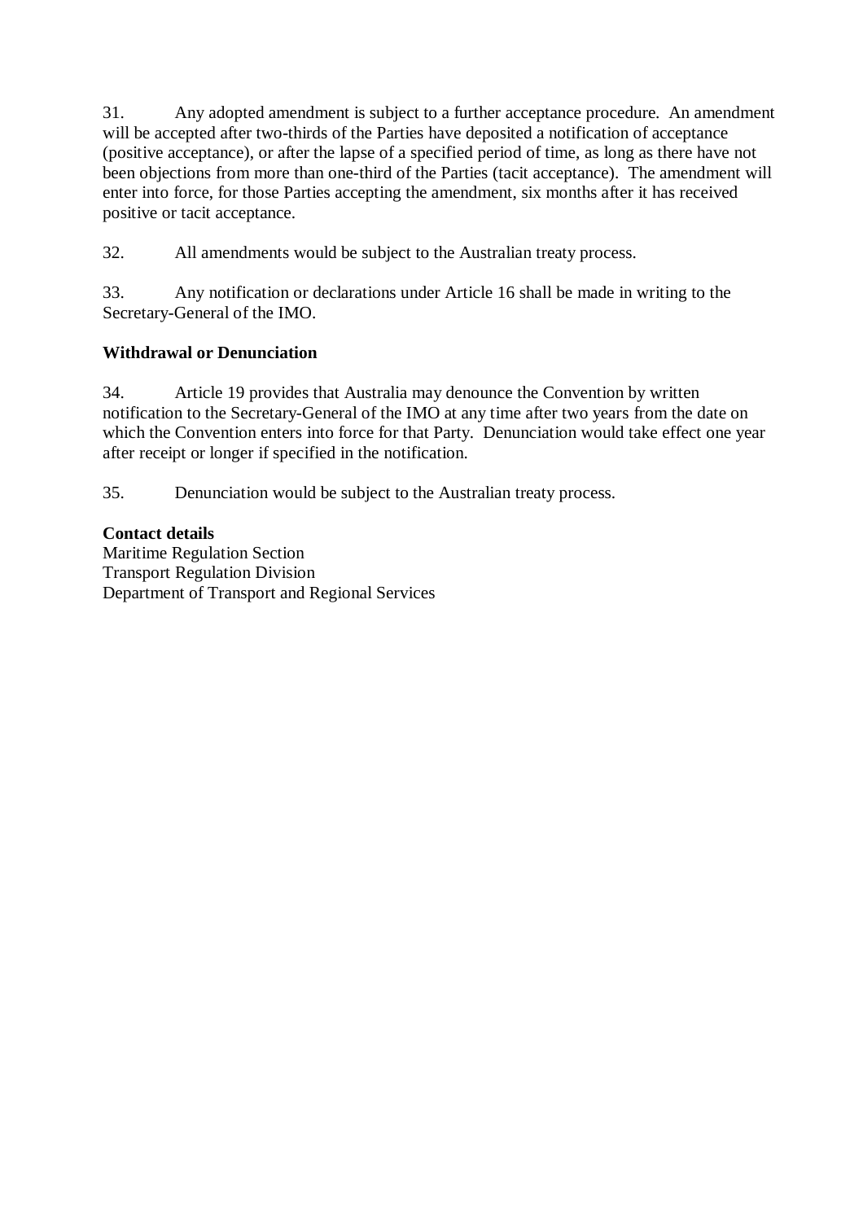31. Any adopted amendment is subject to a further acceptance procedure. An amendment will be accepted after two-thirds of the Parties have deposited a notification of acceptance (positive acceptance), or after the lapse of a specified period of time, as long as there have not been objections from more than one-third of the Parties (tacit acceptance). The amendment will enter into force, for those Parties accepting the amendment, six months after it has received positive or tacit acceptance.

32. All amendments would be subject to the Australian treaty process.

33. Any notification or declarations under Article 16 shall be made in writing to the Secretary-General of the IMO.

**Withdrawal or Denunciation**

34. Article 19 provides that Australia may denounce the Convention by written notification to the Secretary-General of the IMO at any time after two years from the date on which the Convention enters into force for that Party. Denunciation would take effect one year after receipt or longer if specified in the notification.

35. Denunciation would be subject to the Australian treaty process.

**Contact details**
Maritime Regulation Section
Transport Regulation Division
Department of Transport and Regional Services